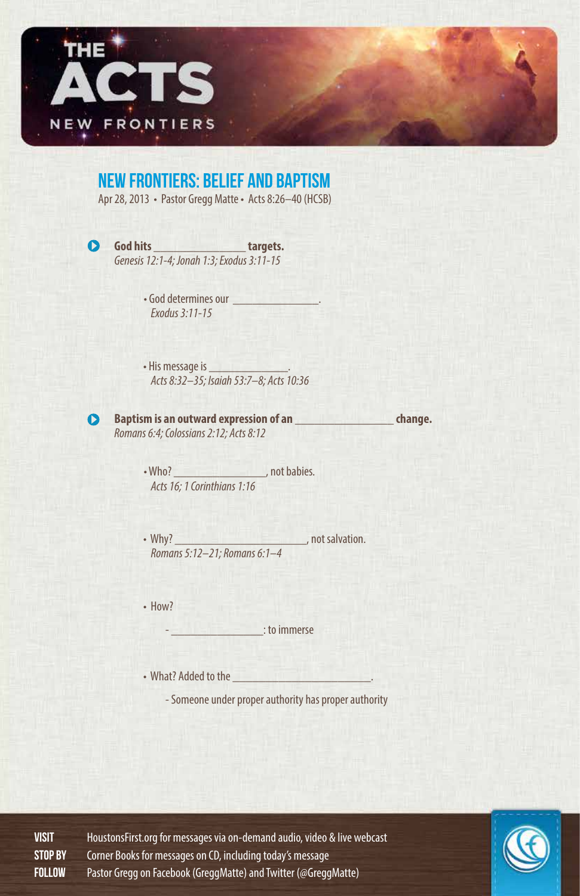# THE ACTS
NEW FRONTIERS

## NEW FRONTIERS: BELIEF AND BAPTISM

Apr 28, 2013 • Pastor Gregg Matte • Acts 8:26–40 (HCSB)

- **God hits _______________ targets.**
  *Genesis 12:1-4; Jonah 1:3; Exodus 3:11-15*

  - God determines our _______________.
    *Exodus 3:11-15*

  - His message is _____________.
    *Acts 8:32–35; Isaiah 53:7–8; Acts 10:36*

- **Baptism is an outward expression of an ________________ change.**
  *Romans 6:4; Colossians 2:12; Acts 8:12*

  - Who? ________________, not babies.
    *Acts 16; 1 Corinthians 1:16*

  - Why? ______________________, not salvation.
    *Romans 5:12–21; Romans 6:1–4*

  - How?
    - ________________: to immerse

  - What? Added to the _______________________.
    - Someone under proper authority has proper authority

**VISIT** HoustonsFirst.org for messages via on-demand audio, video & live webcast
**STOP BY** Corner Books for messages on CD, including today's message
**FOLLOW** Pastor Gregg on Facebook (GreggMatte) and Twitter (@GreggMatte)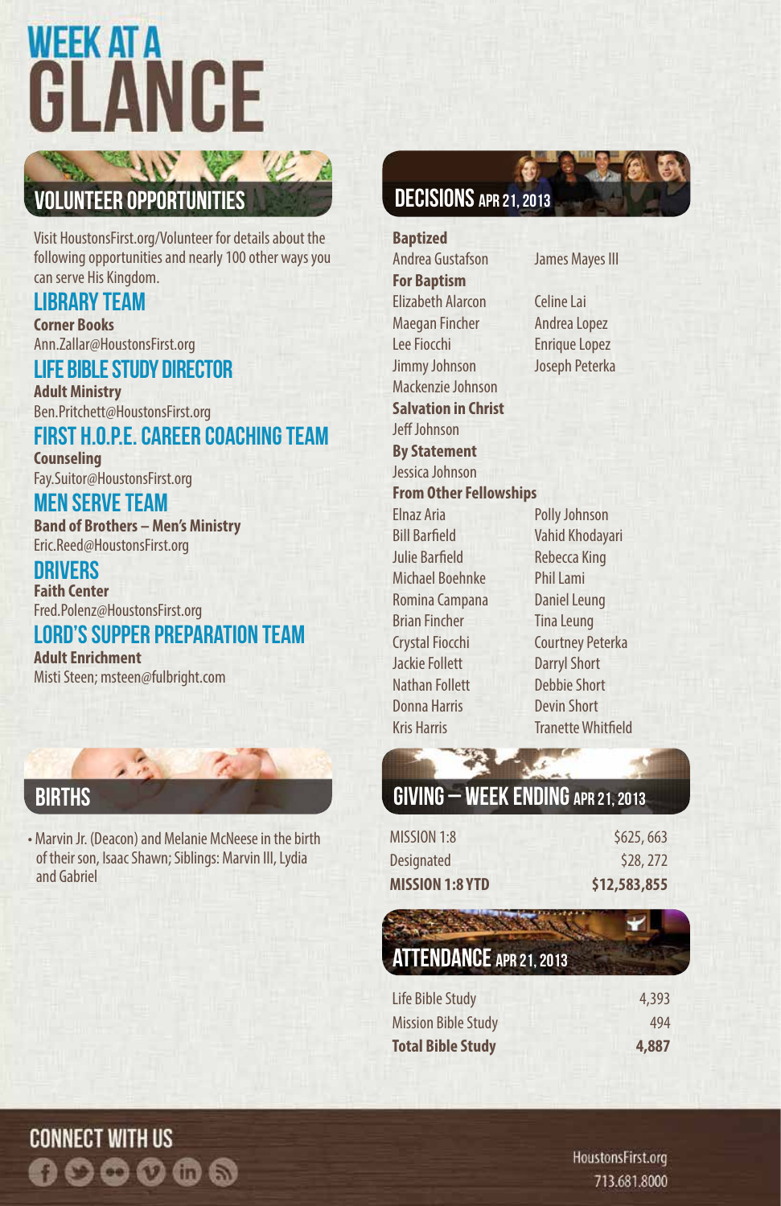# WEEK AT A GLANCE

## VOLUNTEER OPPORTUNITIES

Visit HoustonsFirst.org/Volunteer for details about the following opportunities and nearly 100 other ways you can serve His Kingdom.

### LIBRARY TEAM

**Corner Books**
Ann.Zallar@HoustonsFirst.org

### LIFE BIBLE STUDY DIRECTOR

**Adult Ministry**
Ben.Pritchett@HoustonsFirst.org

### FIRST H.O.P.E. CAREER COACHING TEAM

**Counseling**
Fay.Suitor@HoustonsFirst.org

### MEN SERVE TEAM

**Band of Brothers – Men's Ministry**
Eric.Reed@HoustonsFirst.org

### DRIVERS

**Faith Center**
Fred.Polenz@HoustonsFirst.org

### LORD'S SUPPER PREPARATION TEAM

**Adult Enrichment**
Misti Steen; msteen@fulbright.com

## BIRTHS

- Marvin Jr. (Deacon) and Melanie McNeese in the birth of their son, Isaac Shawn; Siblings: Marvin III, Lydia and Gabriel

## DECISIONS APR 21, 2013

**Baptized**
Andrea Gustafson
James Mayes III

**For Baptism**
Elizabeth Alarcon
Maegan Fincher
Lee Fiocchi
Jimmy Johnson
Mackenzie Johnson
Celine Lai
Andrea Lopez
Enrique Lopez
Joseph Peterka

**Salvation in Christ**
Jeff Johnson

**By Statement**
Jessica Johnson

**From Other Fellowships**
Elnaz Aria
Bill Barfield
Julie Barfield
Michael Boehnke
Romina Campana
Brian Fincher
Crystal Fiocchi
Jackie Follett
Nathan Follett
Donna Harris
Kris Harris
Polly Johnson
Vahid Khodayari
Rebecca King
Phil Lami
Daniel Leung
Tina Leung
Courtney Peterka
Darryl Short
Debbie Short
Devin Short
Tranette Whitfield

## GIVING – WEEK ENDING APR 21, 2013

| | |
|---|---|
| MISSION 1:8 | $625, 663 |
| Designated | $28, 272 |
| **MISSION 1:8 YTD** | **$12,583,855** |

## ATTENDANCE APR 21, 2013

| | |
|---|---|
| Life Bible Study | 4,393 |
| Mission Bible Study | 494 |
| **Total Bible Study** | **4,887** |

## CONNECT WITH US

HoustonsFirst.org
713.681.8000